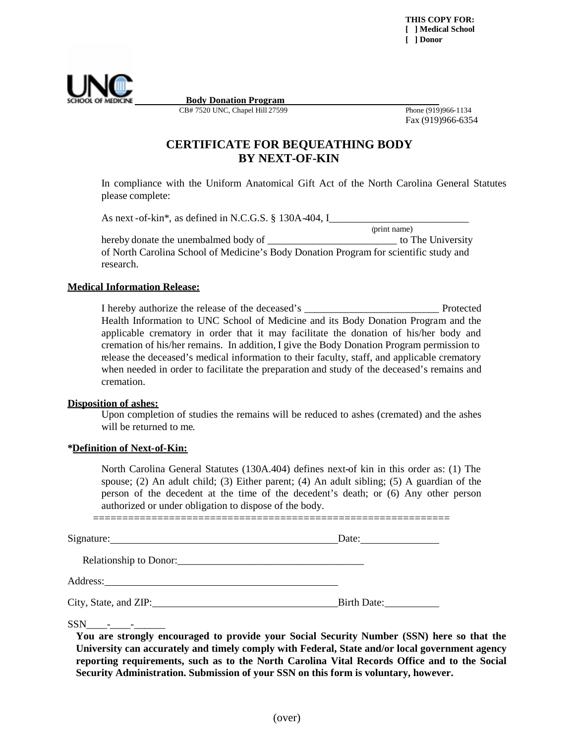**THIS COPY FOR:**
**[ ] Medical School**
**[ ] Donor**

UNC SCHOOL OF MEDICINE

**Body Donation Program**

CB# 7520 UNC, Chapel Hill 27599

Phone (919)966-1134
Fax (919)966-6354

# CERTIFICATE FOR BEQUEATHING BODY BY NEXT-OF-KIN

In compliance with the Uniform Anatomical Gift Act of the North Carolina General Statutes please complete:

As next -of-kin*, as defined in N.C.G.S. § 130A-404, I___________________________
(print name)
hereby donate the unembalmed body of _________________________ to The University of North Carolina School of Medicine's Body Donation Program for scientific study and research.

**Medical Information Release:**

I hereby authorize the release of the deceased's __________________________ Protected Health Information to UNC School of Medicine and its Body Donation Program and the applicable crematory in order that it may facilitate the donation of his/her body and cremation of his/her remains. In addition, I give the Body Donation Program permission to release the deceased's medical information to their faculty, staff, and applicable crematory when needed in order to facilitate the preparation and study of the deceased's remains and cremation.

**Disposition of ashes:**

Upon completion of studies the remains will be reduced to ashes (cremated) and the ashes will be returned to me.

**\*Definition of Next-of-Kin:**

North Carolina General Statutes (130A.404) defines next-of kin in this order as: (1) The spouse; (2) An adult child; (3) Either parent; (4) An adult sibling; (5) A guardian of the person of the decedent at the time of the decedent's death; or (6) Any other person authorized or under obligation to dispose of the body.

============================================================

Signature:_____________________________________________Date:_______________

Relationship to Donor:____________________________________

Address:_______________________________________________

City, State, and ZIP:_____________________________________Birth Date:__________

SSN____-____-______

**You are strongly encouraged to provide your Social Security Number (SSN) here so that the University can accurately and timely comply with Federal, State and/or local government agency reporting requirements, such as to the North Carolina Vital Records Office and to the Social Security Administration. Submission of your SSN on this form is voluntary, however.**

(over)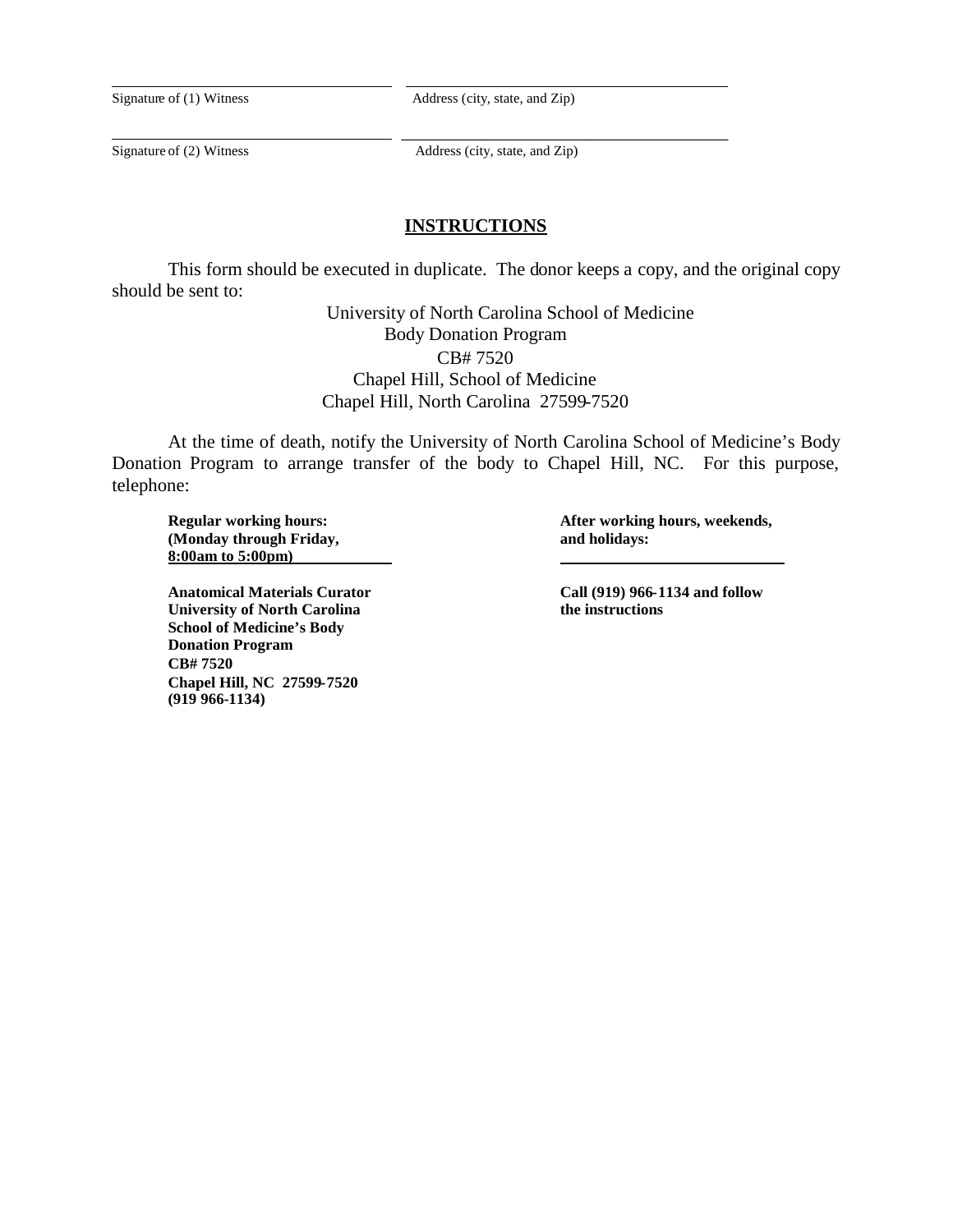\_\_\_\_\_\_\_\_\_\_\_\_\_\_\_\_\_\_\_\_\_\_\_\_\_\_\_\_\_\_\_\_ \_\_\_\_\_\_\_\_\_\_\_\_\_\_\_\_\_\_\_\_\_\_\_\_\_\_\_\_\_\_\_\_\_\_\_\_\_\_

Signature of (1) Witness Address (city, state, and Zip)

\_\_\_\_\_\_\_\_\_\_\_\_\_\_\_\_\_\_\_\_\_\_\_\_\_\_\_\_\_\_\_\_ \_\_\_\_\_\_\_\_\_\_\_\_\_\_\_\_\_\_\_\_\_\_\_\_\_\_\_\_\_\_\_\_\_\_\_\_\_\_

Signature of (2) Witness Address (city, state, and Zip)

## INSTRUCTIONS

This form should be executed in duplicate. The donor keeps a copy, and the original copy should be sent to:

University of North Carolina School of Medicine
Body Donation Program
CB# 7520
Chapel Hill, School of Medicine
Chapel Hill, North Carolina 27599-7520

At the time of death, notify the University of North Carolina School of Medicine's Body Donation Program to arrange transfer of the body to Chapel Hill, NC. For this purpose, telephone:

**Regular working hours:**
**(Monday through Friday,**
**8:00am to 5:00pm)**

**Anatomical Materials Curator**
**University of North Carolina**
**School of Medicine's Body**
**Donation Program**
**CB# 7520**
**Chapel Hill, NC 27599-7520**
**(919 966-1134)**

**After working hours, weekends, and holidays:**

**Call (919) 966-1134 and follow the instructions**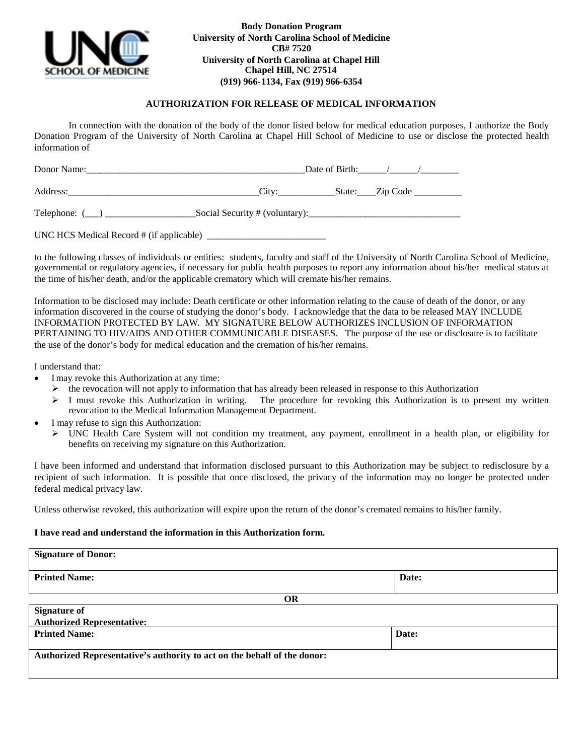**Body Donation Program**
**University of North Carolina School of Medicine**
**CB# 7520**
**University of North Carolina at Chapel Hill**
**Chapel Hill, NC 27514**
**(919) 966-1134, Fax (919) 966-6354**

## AUTHORIZATION FOR RELEASE OF MEDICAL INFORMATION

In connection with the donation of the body of the donor listed below for medical education purposes, I authorize the Body Donation Program of the University of North Carolina at Chapel Hill School of Medicine to use or disclose the protected health information of

Donor Name:_____________________________________________Date of Birth:______/______/________

Address:________________________________________City:____________State:____Zip Code __________

Telephone: (___) ___________________Social Security # (voluntary):_________________________________

UNC HCS Medical Record # (if applicable) __________________________

to the following classes of individuals or entities: students, faculty and staff of the University of North Carolina School of Medicine, governmental or regulatory agencies, if necessary for public health purposes to report any information about his/her medical status at the time of his/her death, and/or the applicable crematory which will cremate his/her remains.

Information to be disclosed may include: Death certificate or other information relating to the cause of death of the donor, or any information discovered in the course of studying the donor's body. I acknowledge that the data to be released MAY INCLUDE INFORMATION PROTECTED BY LAW. MY SIGNATURE BELOW AUTHORIZES INCLUSION OF INFORMATION PERTAINING TO HIV/AIDS AND OTHER COMMUNICABLE DISEASES. The purpose of the use or disclosure is to facilitate the use of the donor's body for medical education and the cremation of his/her remains.

I understand that:

- I may revoke this Authorization at any time:
  - the revocation will not apply to information that has already been released in response to this Authorization
  - I must revoke this Authorization in writing. The procedure for revoking this Authorization is to present my written revocation to the Medical Information Management Department.
- I may refuse to sign this Authorization:
  - UNC Health Care System will not condition my treatment, any payment, enrollment in a health plan, or eligibility for benefits on receiving my signature on this Authorization.

I have been informed and understand that information disclosed pursuant to this Authorization may be subject to redisclosure by a recipient of such information. It is possible that once disclosed, the privacy of the information may no longer be protected under federal medical privacy law.

Unless otherwise revoked, this authorization will expire upon the return of the donor's cremated remains to his/her family.

**I have read and understand the information in this Authorization form.**

| **Signature of Donor:** | |
|---|---|
| **Printed Name:** | **Date:** |

**OR**

| **Signature of Authorized Representative:** | |
|---|---|
| **Printed Name:** | **Date:** |
| **Authorized Representative's authority to act on the behalf of the donor:** | |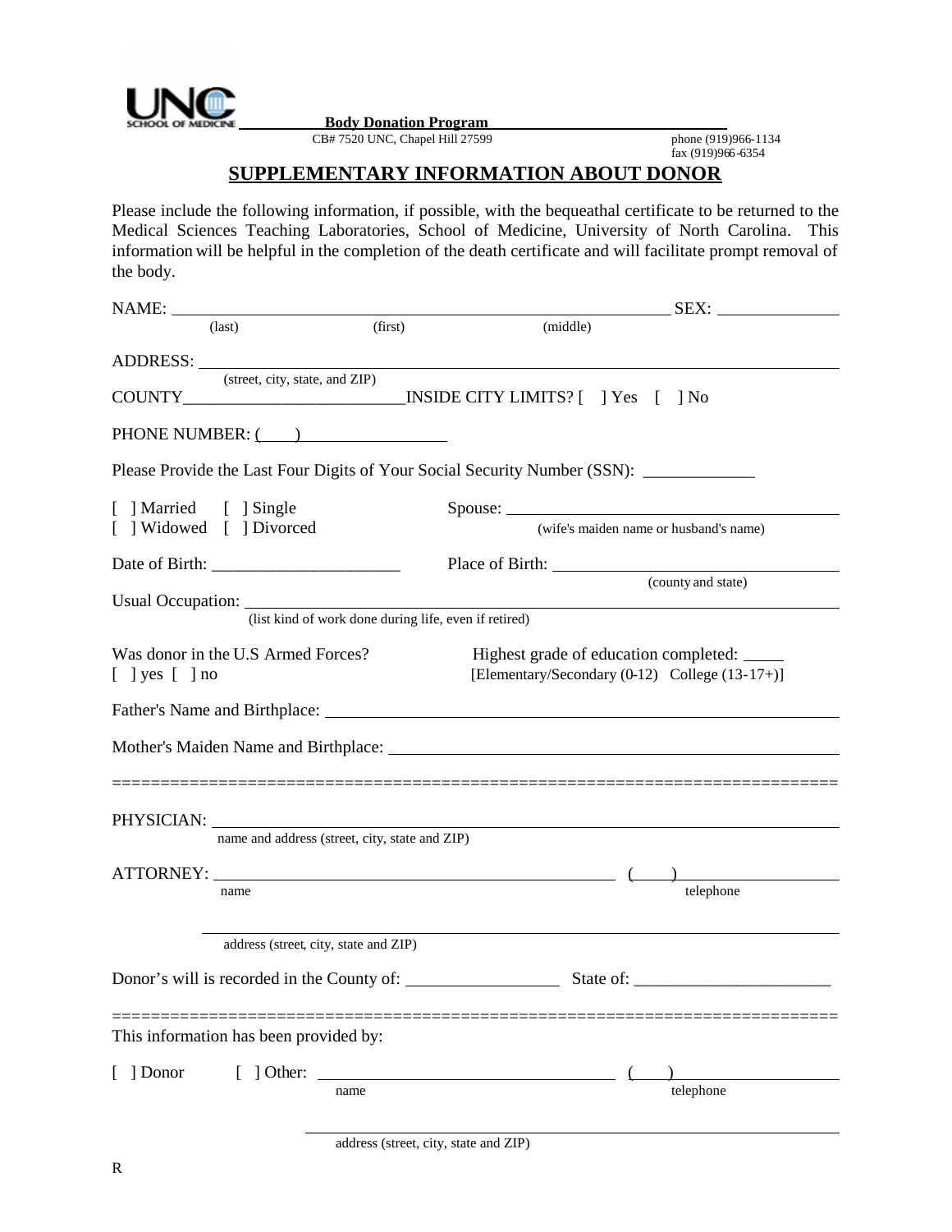**Body Donation Program**

CB# 7520 UNC, Chapel Hill 27599

phone (919)966-1134
fax (919)966-6354

## SUPPLEMENTARY INFORMATION ABOUT DONOR

Please include the following information, if possible, with the bequeathal certificate to be returned to the Medical Sciences Teaching Laboratories, School of Medicine, University of North Carolina. This information will be helpful in the completion of the death certificate and will facilitate prompt removal of the body.

NAME: ______________________________________________ SEX: ____________
(last) (first) (middle)

ADDRESS: ____________________________________________________________
(street, city, state, and ZIP)

COUNTY__________________________INSIDE CITY LIMITS? [ ] Yes [ ] No

PHONE NUMBER: ( ) ________________

Please Provide the Last Four Digits of Your Social Security Number (SSN): _____________

[ ] Married [ ] Single
[ ] Widowed [ ] Divorced

Spouse: ____________________________________
(wife's maiden name or husband's name)

Date of Birth: ______________________

Place of Birth: _____________________________
(county and state)

Usual Occupation: ____________________________________________________
(list kind of work done during life, even if retired)

Was donor in the U.S Armed Forces?
[ ] yes [ ] no

Highest grade of education completed: _____
[Elementary/Secondary (0-12) College (13-17+)]

Father's Name and Birthplace: ______________________________________________

Mother's Maiden Name and Birthplace: _______________________________________

==========================================================================

PHYSICIAN: ___________________________________________________________
name and address (street, city, state and ZIP)

ATTORNEY: ____________________________________________ ( ) ____________
name telephone

______________________________________________________________________
address (street, city, state and ZIP)

Donor's will is recorded in the County of: _________________ State of: ______________________

==========================================================================

This information has been provided by:

[ ] Donor [ ] Other: ______________________________ ( ) ____________
name telephone

______________________________________________________________________
address (street, city, state and ZIP)

R